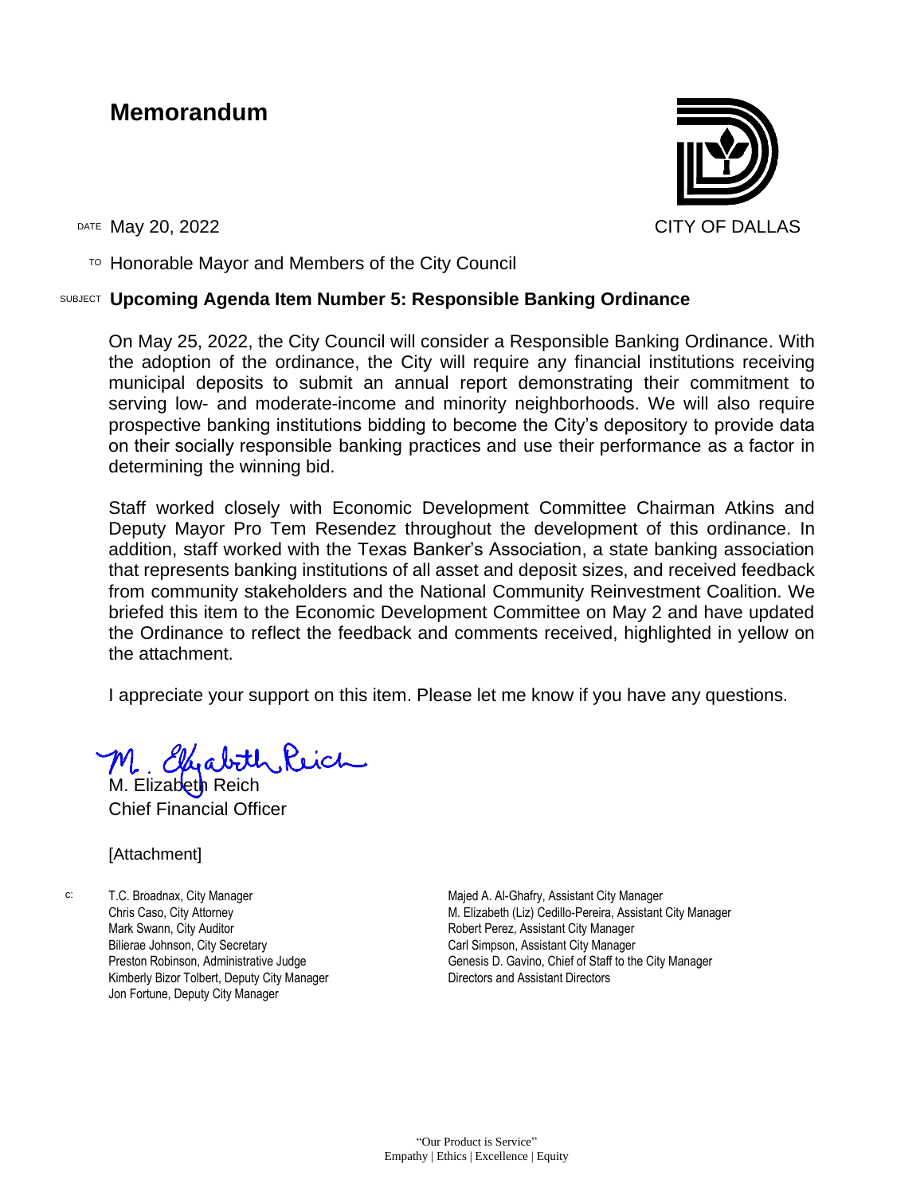# Memorandum

CITY OF DALLAS

DATE May 20, 2022

TO Honorable Mayor and Members of the City Council

SUBJECT **Upcoming Agenda Item Number 5: Responsible Banking Ordinance**

On May 25, 2022, the City Council will consider a Responsible Banking Ordinance. With the adoption of the ordinance, the City will require any financial institutions receiving municipal deposits to submit an annual report demonstrating their commitment to serving low- and moderate-income and minority neighborhoods. We will also require prospective banking institutions bidding to become the City's depository to provide data on their socially responsible banking practices and use their performance as a factor in determining the winning bid.

Staff worked closely with Economic Development Committee Chairman Atkins and Deputy Mayor Pro Tem Resendez throughout the development of this ordinance. In addition, staff worked with the Texas Banker's Association, a state banking association that represents banking institutions of all asset and deposit sizes, and received feedback from community stakeholders and the National Community Reinvestment Coalition. We briefed this item to the Economic Development Committee on May 2 and have updated the Ordinance to reflect the feedback and comments received, highlighted in yellow on the attachment.

I appreciate your support on this item. Please let me know if you have any questions.

M. Elizabeth Reich
Chief Financial Officer

[Attachment]

c:
T.C. Broadnax, City Manager
Chris Caso, City Attorney
Mark Swann, City Auditor
Bilierae Johnson, City Secretary
Preston Robinson, Administrative Judge
Kimberly Bizor Tolbert, Deputy City Manager
Jon Fortune, Deputy City Manager
Majed A. Al-Ghafry, Assistant City Manager
M. Elizabeth (Liz) Cedillo-Pereira, Assistant City Manager
Robert Perez, Assistant City Manager
Carl Simpson, Assistant City Manager
Genesis D. Gavino, Chief of Staff to the City Manager
Directors and Assistant Directors

"Our Product is Service"
Empathy | Ethics | Excellence | Equity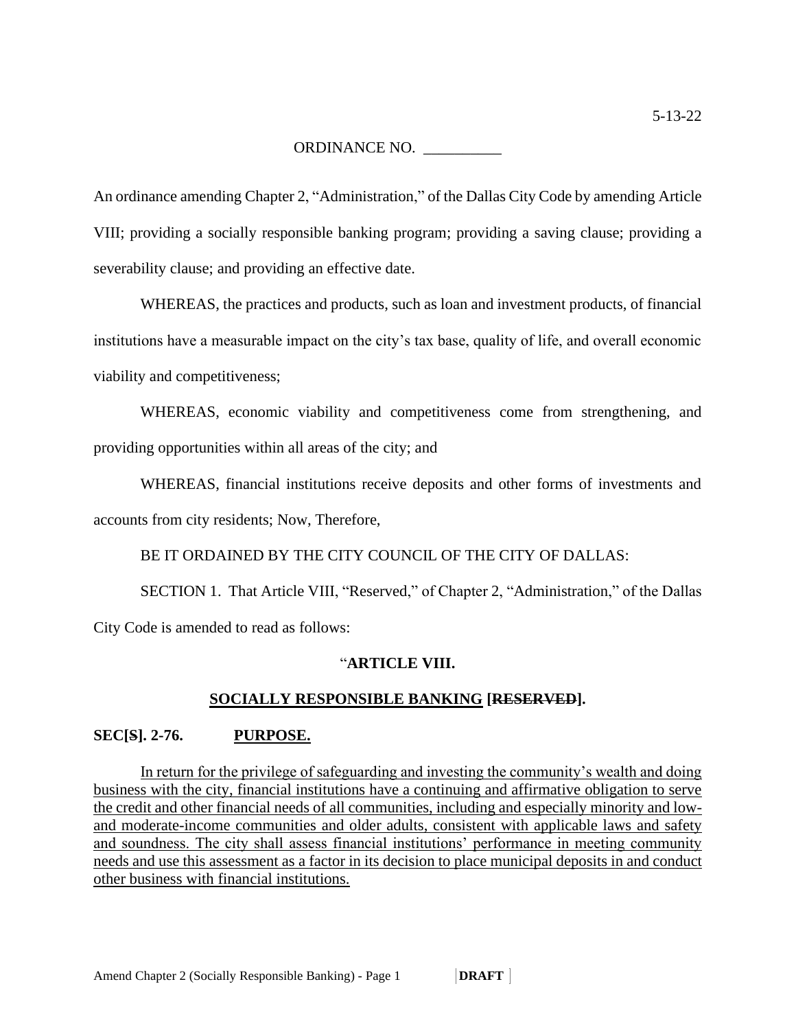5-13-22

ORDINANCE NO. __________

An ordinance amending Chapter 2, "Administration," of the Dallas City Code by amending Article VIII; providing a socially responsible banking program; providing a saving clause; providing a severability clause; and providing an effective date.

WHEREAS, the practices and products, such as loan and investment products, of financial institutions have a measurable impact on the city's tax base, quality of life, and overall economic viability and competitiveness;

WHEREAS, economic viability and competitiveness come from strengthening, and providing opportunities within all areas of the city; and

WHEREAS, financial institutions receive deposits and other forms of investments and accounts from city residents; Now, Therefore,

BE IT ORDAINED BY THE CITY COUNCIL OF THE CITY OF DALLAS:

SECTION 1. That Article VIII, "Reserved," of Chapter 2, "Administration," of the Dallas City Code is amended to read as follows:

"**ARTICLE VIII.**

**<u>SOCIALLY RESPONSIBLE BANKING</u> [~~RESERVED~~].**

**SEC[~~S~~]. 2-76. <u>PURPOSE.</u>**

<u>In return for the privilege of safeguarding and investing the community's wealth and doing business with the city, financial institutions have a continuing and affirmative obligation to serve the credit and other financial needs of all communities, including and especially minority and low- and moderate-income communities and older adults, consistent with applicable laws and safety and soundness. The city shall assess financial institutions' performance in meeting community needs and use this assessment as a factor in its decision to place municipal deposits in and conduct other business with financial institutions.</u>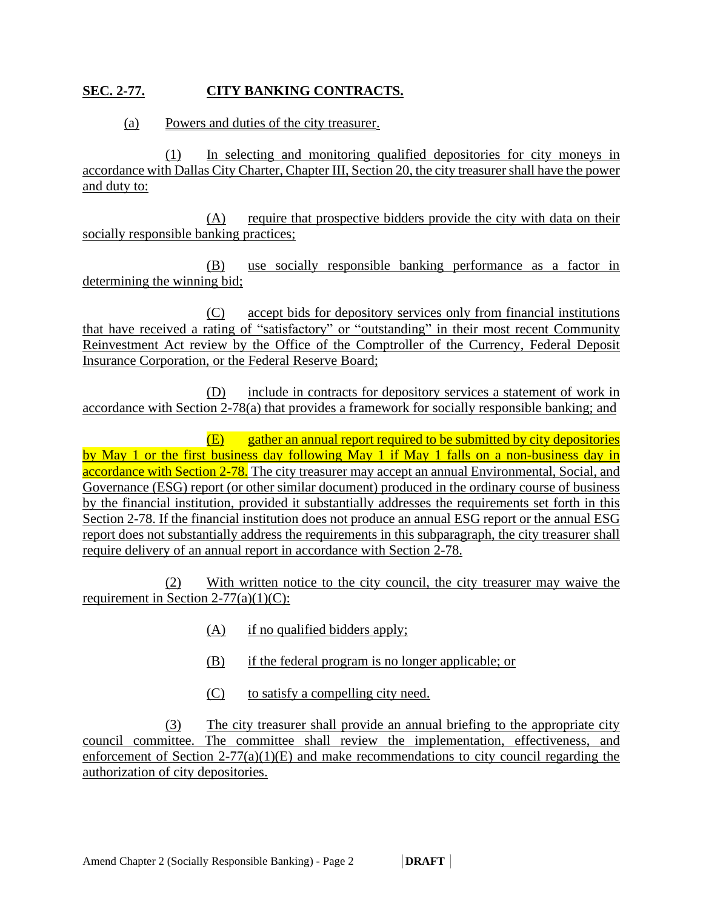**SEC. 2-77. CITY BANKING CONTRACTS.**

(a) Powers and duties of the city treasurer.

(1) In selecting and monitoring qualified depositories for city moneys in accordance with Dallas City Charter, Chapter III, Section 20, the city treasurer shall have the power and duty to:

(A) require that prospective bidders provide the city with data on their socially responsible banking practices;

(B) use socially responsible banking performance as a factor in determining the winning bid;

(C) accept bids for depository services only from financial institutions that have received a rating of "satisfactory" or "outstanding" in their most recent Community Reinvestment Act review by the Office of the Comptroller of the Currency, Federal Deposit Insurance Corporation, or the Federal Reserve Board;

(D) include in contracts for depository services a statement of work in accordance with Section 2-78(a) that provides a framework for socially responsible banking; and

(E) gather an annual report required to be submitted by city depositories by May 1 or the first business day following May 1 if May 1 falls on a non-business day in accordance with Section 2-78. The city treasurer may accept an annual Environmental, Social, and Governance (ESG) report (or other similar document) produced in the ordinary course of business by the financial institution, provided it substantially addresses the requirements set forth in this Section 2-78. If the financial institution does not produce an annual ESG report or the annual ESG report does not substantially address the requirements in this subparagraph, the city treasurer shall require delivery of an annual report in accordance with Section 2-78.

(2) With written notice to the city council, the city treasurer may waive the requirement in Section 2-77(a)(1)(C):

(A) if no qualified bidders apply;

(B) if the federal program is no longer applicable; or

(C) to satisfy a compelling city need.

(3) The city treasurer shall provide an annual briefing to the appropriate city council committee. The committee shall review the implementation, effectiveness, and enforcement of Section 2-77(a)(1)(E) and make recommendations to city council regarding the authorization of city depositories.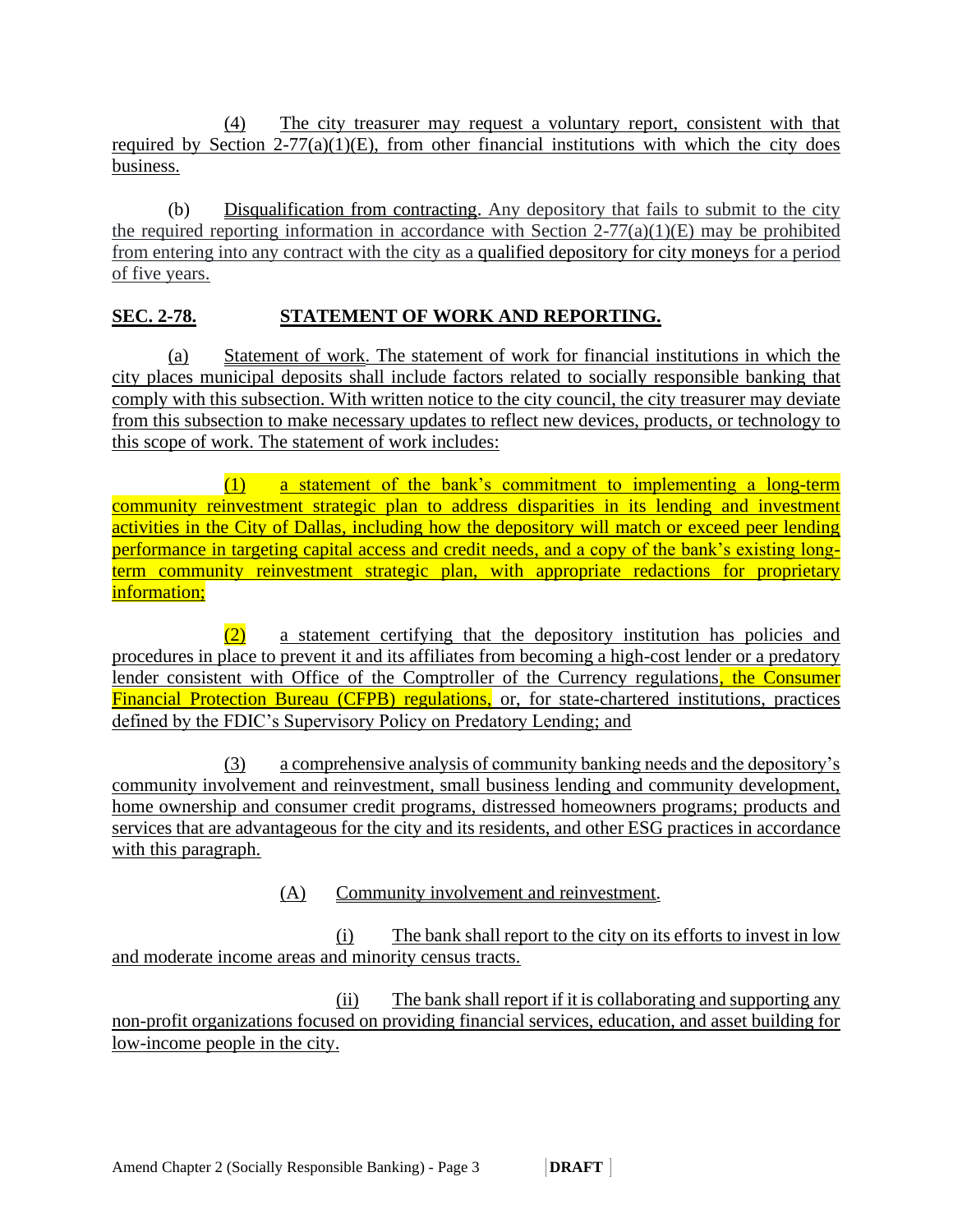(4) The city treasurer may request a voluntary report, consistent with that required by Section 2-77(a)(1)(E), from other financial institutions with which the city does business.

(b) Disqualification from contracting. Any depository that fails to submit to the city the required reporting information in accordance with Section 2-77(a)(1)(E) may be prohibited from entering into any contract with the city as a qualified depository for city moneys for a period of five years.

## SEC. 2-78. STATEMENT OF WORK AND REPORTING.

(a) Statement of work. The statement of work for financial institutions in which the city places municipal deposits shall include factors related to socially responsible banking that comply with this subsection. With written notice to the city council, the city treasurer may deviate from this subsection to make necessary updates to reflect new devices, products, or technology to this scope of work. The statement of work includes:

(1) a statement of the bank's commitment to implementing a long-term community reinvestment strategic plan to address disparities in its lending and investment activities in the City of Dallas, including how the depository will match or exceed peer lending performance in targeting capital access and credit needs, and a copy of the bank's existing long-term community reinvestment strategic plan, with appropriate redactions for proprietary information;

(2) a statement certifying that the depository institution has policies and procedures in place to prevent it and its affiliates from becoming a high-cost lender or a predatory lender consistent with Office of the Comptroller of the Currency regulations, the Consumer Financial Protection Bureau (CFPB) regulations, or, for state-chartered institutions, practices defined by the FDIC's Supervisory Policy on Predatory Lending; and

(3) a comprehensive analysis of community banking needs and the depository's community involvement and reinvestment, small business lending and community development, home ownership and consumer credit programs, distressed homeowners programs; products and services that are advantageous for the city and its residents, and other ESG practices in accordance with this paragraph.

(A) Community involvement and reinvestment.

(i) The bank shall report to the city on its efforts to invest in low and moderate income areas and minority census tracts.

(ii) The bank shall report if it is collaborating and supporting any non-profit organizations focused on providing financial services, education, and asset building for low-income people in the city.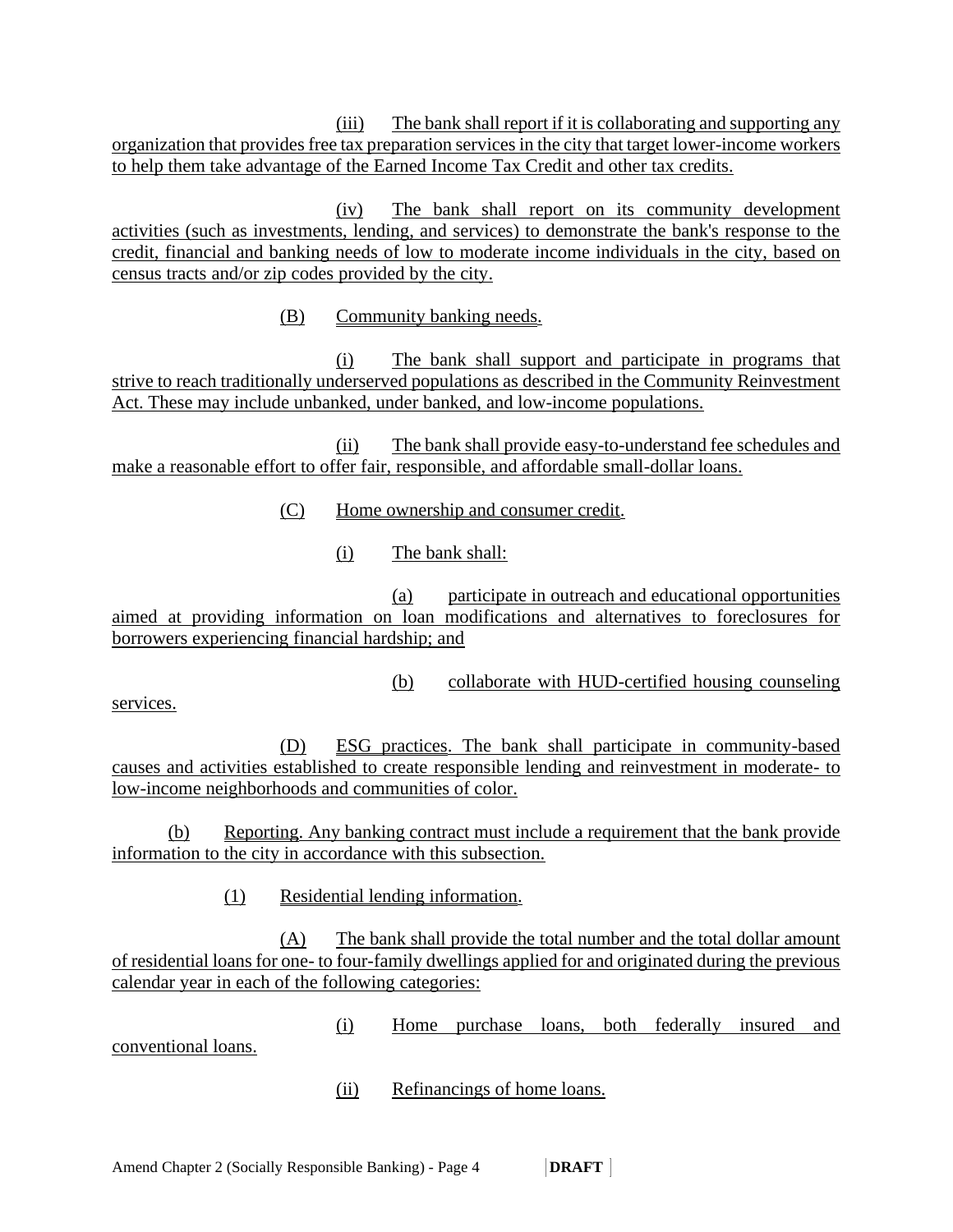(iii) The bank shall report if it is collaborating and supporting any organization that provides free tax preparation services in the city that target lower-income workers to help them take advantage of the Earned Income Tax Credit and other tax credits.

(iv) The bank shall report on its community development activities (such as investments, lending, and services) to demonstrate the bank's response to the credit, financial and banking needs of low to moderate income individuals in the city, based on census tracts and/or zip codes provided by the city.

(B) Community banking needs.

(i) The bank shall support and participate in programs that strive to reach traditionally underserved populations as described in the Community Reinvestment Act. These may include unbanked, under banked, and low-income populations.

(ii) The bank shall provide easy-to-understand fee schedules and make a reasonable effort to offer fair, responsible, and affordable small-dollar loans.

(C) Home ownership and consumer credit.

(i) The bank shall:

(a) participate in outreach and educational opportunities aimed at providing information on loan modifications and alternatives to foreclosures for borrowers experiencing financial hardship; and

(b) collaborate with HUD-certified housing counseling services.

(D) ESG practices. The bank shall participate in community-based causes and activities established to create responsible lending and reinvestment in moderate- to low-income neighborhoods and communities of color.

(b) Reporting. Any banking contract must include a requirement that the bank provide information to the city in accordance with this subsection.

(1) Residential lending information.

(A) The bank shall provide the total number and the total dollar amount of residential loans for one- to four-family dwellings applied for and originated during the previous calendar year in each of the following categories:

(i) Home purchase loans, both federally insured and conventional loans.

(ii) Refinancings of home loans.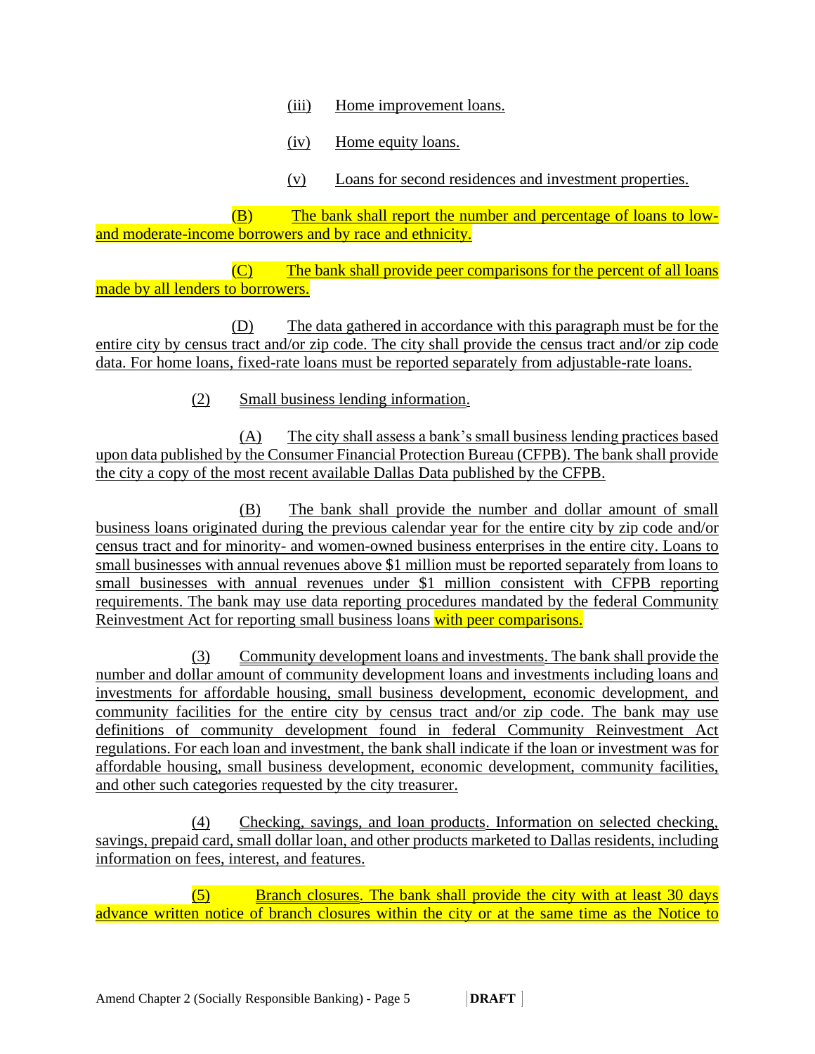(iii) Home improvement loans.

(iv) Home equity loans.

(v) Loans for second residences and investment properties.

(B) The bank shall report the number and percentage of loans to low- and moderate-income borrowers and by race and ethnicity.

(C) The bank shall provide peer comparisons for the percent of all loans made by all lenders to borrowers.

(D) The data gathered in accordance with this paragraph must be for the entire city by census tract and/or zip code. The city shall provide the census tract and/or zip code data. For home loans, fixed-rate loans must be reported separately from adjustable-rate loans.

(2) Small business lending information.

(A) The city shall assess a bank's small business lending practices based upon data published by the Consumer Financial Protection Bureau (CFPB). The bank shall provide the city a copy of the most recent available Dallas Data published by the CFPB.

(B) The bank shall provide the number and dollar amount of small business loans originated during the previous calendar year for the entire city by zip code and/or census tract and for minority- and women-owned business enterprises in the entire city. Loans to small businesses with annual revenues above $1 million must be reported separately from loans to small businesses with annual revenues under $1 million consistent with CFPB reporting requirements. The bank may use data reporting procedures mandated by the federal Community Reinvestment Act for reporting small business loans with peer comparisons.

(3) Community development loans and investments. The bank shall provide the number and dollar amount of community development loans and investments including loans and investments for affordable housing, small business development, economic development, and community facilities for the entire city by census tract and/or zip code. The bank may use definitions of community development found in federal Community Reinvestment Act regulations. For each loan and investment, the bank shall indicate if the loan or investment was for affordable housing, small business development, economic development, community facilities, and other such categories requested by the city treasurer.

(4) Checking, savings, and loan products. Information on selected checking, savings, prepaid card, small dollar loan, and other products marketed to Dallas residents, including information on fees, interest, and features.

(5) Branch closures. The bank shall provide the city with at least 30 days advance written notice of branch closures within the city or at the same time as the Notice to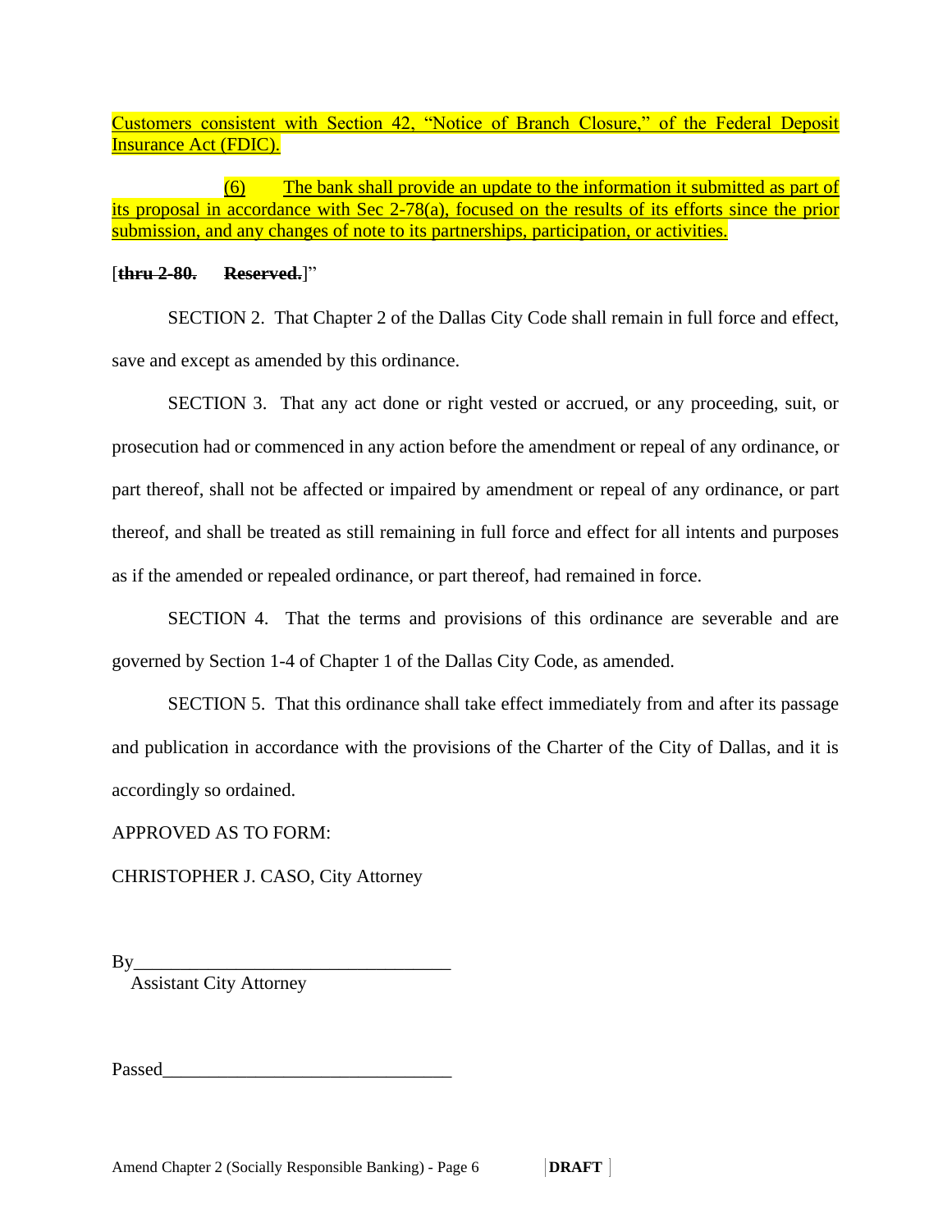Customers consistent with Section 42, "Notice of Branch Closure," of the Federal Deposit Insurance Act (FDIC).

(6) The bank shall provide an update to the information it submitted as part of its proposal in accordance with Sec 2-78(a), focused on the results of its efforts since the prior submission, and any changes of note to its partnerships, participation, or activities.

[~~**thru 2-80. Reserved.**~~]"

SECTION 2. That Chapter 2 of the Dallas City Code shall remain in full force and effect, save and except as amended by this ordinance.

SECTION 3. That any act done or right vested or accrued, or any proceeding, suit, or prosecution had or commenced in any action before the amendment or repeal of any ordinance, or part thereof, shall not be affected or impaired by amendment or repeal of any ordinance, or part thereof, and shall be treated as still remaining in full force and effect for all intents and purposes as if the amended or repealed ordinance, or part thereof, had remained in force.

SECTION 4. That the terms and provisions of this ordinance are severable and are governed by Section 1-4 of Chapter 1 of the Dallas City Code, as amended.

SECTION 5. That this ordinance shall take effect immediately from and after its passage and publication in accordance with the provisions of the Charter of the City of Dallas, and it is accordingly so ordained.

APPROVED AS TO FORM:

CHRISTOPHER J. CASO, City Attorney

By\_\_\_\_\_\_\_\_\_\_\_\_\_\_\_\_\_\_\_\_\_\_\_\_\_\_\_\_\_\_\_\_\_\_
Assistant City Attorney

Passed\_\_\_\_\_\_\_\_\_\_\_\_\_\_\_\_\_\_\_\_\_\_\_\_\_\_\_\_\_\_\_